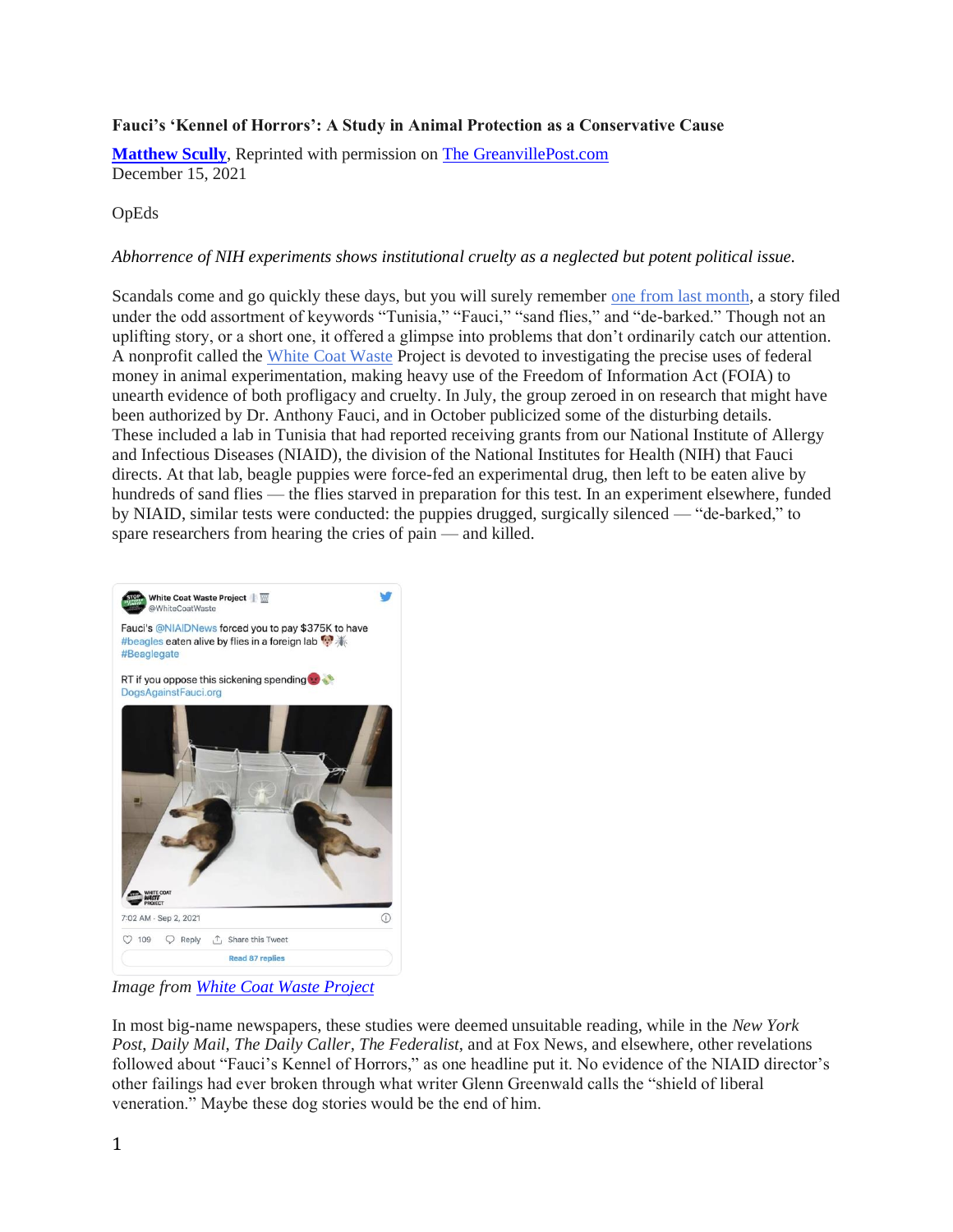**Fauci's 'Kennel of Horrors': A Study in Animal Protection as a Conservative Cause**

**Matthew Scully**, Reprinted with permission on The GreanvillePost.com
December 15, 2021

OpEds

*Abhorrence of NIH experiments shows institutional cruelty as a neglected but potent political issue.*

Scandals come and go quickly these days, but you will surely remember one from last month, a story filed under the odd assortment of keywords "Tunisia," "Fauci," "sand flies," and "de-barked." Though not an uplifting story, or a short one, it offered a glimpse into problems that don't ordinarily catch our attention. A nonprofit called the White Coat Waste Project is devoted to investigating the precise uses of federal money in animal experimentation, making heavy use of the Freedom of Information Act (FOIA) to unearth evidence of both profligacy and cruelty. In July, the group zeroed in on research that might have been authorized by Dr. Anthony Fauci, and in October publicized some of the disturbing details. These included a lab in Tunisia that had reported receiving grants from our National Institute of Allergy and Infectious Diseases (NIAID), the division of the National Institutes for Health (NIH) that Fauci directs. At that lab, beagle puppies were force-fed an experimental drug, then left to be eaten alive by hundreds of sand flies — the flies starved in preparation for this test. In an experiment elsewhere, funded by NIAID, similar tests were conducted: the puppies drugged, surgically silenced — "de-barked," to spare researchers from hearing the cries of pain — and killed.

*Image from White Coat Waste Project*

In most big-name newspapers, these studies were deemed unsuitable reading, while in the *New York Post*, *Daily Mail*, *The Daily Caller*, *The Federalist*, and at Fox News, and elsewhere, other revelations followed about "Fauci's Kennel of Horrors," as one headline put it. No evidence of the NIAID director's other failings had ever broken through what writer Glenn Greenwald calls the "shield of liberal veneration." Maybe these dog stories would be the end of him.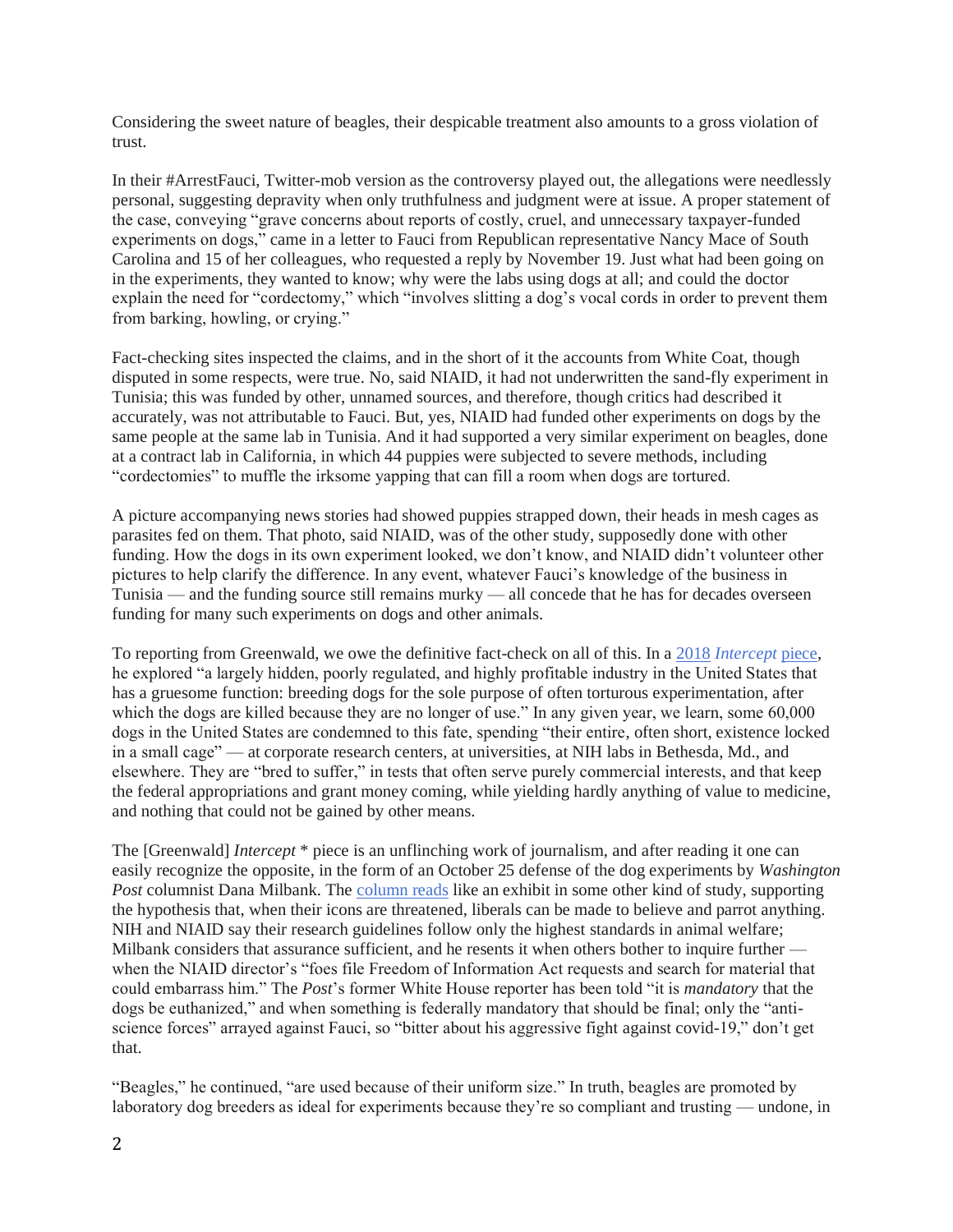Considering the sweet nature of beagles, their despicable treatment also amounts to a gross violation of trust.

In their #ArrestFauci, Twitter-mob version as the controversy played out, the allegations were needlessly personal, suggesting depravity when only truthfulness and judgment were at issue. A proper statement of the case, conveying "grave concerns about reports of costly, cruel, and unnecessary taxpayer-funded experiments on dogs," came in a letter to Fauci from Republican representative Nancy Mace of South Carolina and 15 of her colleagues, who requested a reply by November 19. Just what had been going on in the experiments, they wanted to know; why were the labs using dogs at all; and could the doctor explain the need for "cordectomy," which "involves slitting a dog's vocal cords in order to prevent them from barking, howling, or crying."

Fact-checking sites inspected the claims, and in the short of it the accounts from White Coat, though disputed in some respects, were true. No, said NIAID, it had not underwritten the sand-fly experiment in Tunisia; this was funded by other, unnamed sources, and therefore, though critics had described it accurately, was not attributable to Fauci. But, yes, NIAID had funded other experiments on dogs by the same people at the same lab in Tunisia. And it had supported a very similar experiment on beagles, done at a contract lab in California, in which 44 puppies were subjected to severe methods, including "cordectomies" to muffle the irksome yapping that can fill a room when dogs are tortured.

A picture accompanying news stories had showed puppies strapped down, their heads in mesh cages as parasites fed on them. That photo, said NIAID, was of the other study, supposedly done with other funding. How the dogs in its own experiment looked, we don't know, and NIAID didn't volunteer other pictures to help clarify the difference. In any event, whatever Fauci's knowledge of the business in Tunisia — and the funding source still remains murky — all concede that he has for decades overseen funding for many such experiments on dogs and other animals.

To reporting from Greenwald, we owe the definitive fact-check on all of this. In a 2018 *Intercept* piece, he explored "a largely hidden, poorly regulated, and highly profitable industry in the United States that has a gruesome function: breeding dogs for the sole purpose of often torturous experimentation, after which the dogs are killed because they are no longer of use." In any given year, we learn, some 60,000 dogs in the United States are condemned to this fate, spending "their entire, often short, existence locked in a small cage" — at corporate research centers, at universities, at NIH labs in Bethesda, Md., and elsewhere. They are "bred to suffer," in tests that often serve purely commercial interests, and that keep the federal appropriations and grant money coming, while yielding hardly anything of value to medicine, and nothing that could not be gained by other means.

The [Greenwald] *Intercept* * piece is an unflinching work of journalism, and after reading it one can easily recognize the opposite, in the form of an October 25 defense of the dog experiments by *Washington Post* columnist Dana Milbank. The column reads like an exhibit in some other kind of study, supporting the hypothesis that, when their icons are threatened, liberals can be made to believe and parrot anything. NIH and NIAID say their research guidelines follow only the highest standards in animal welfare; Milbank considers that assurance sufficient, and he resents it when others bother to inquire further — when the NIAID director's "foes file Freedom of Information Act requests and search for material that could embarrass him." The *Post*'s former White House reporter has been told "it is *mandatory* that the dogs be euthanized," and when something is federally mandatory that should be final; only the "anti-science forces" arrayed against Fauci, so "bitter about his aggressive fight against covid-19," don't get that.

"Beagles," he continued, "are used because of their uniform size." In truth, beagles are promoted by laboratory dog breeders as ideal for experiments because they're so compliant and trusting — undone, in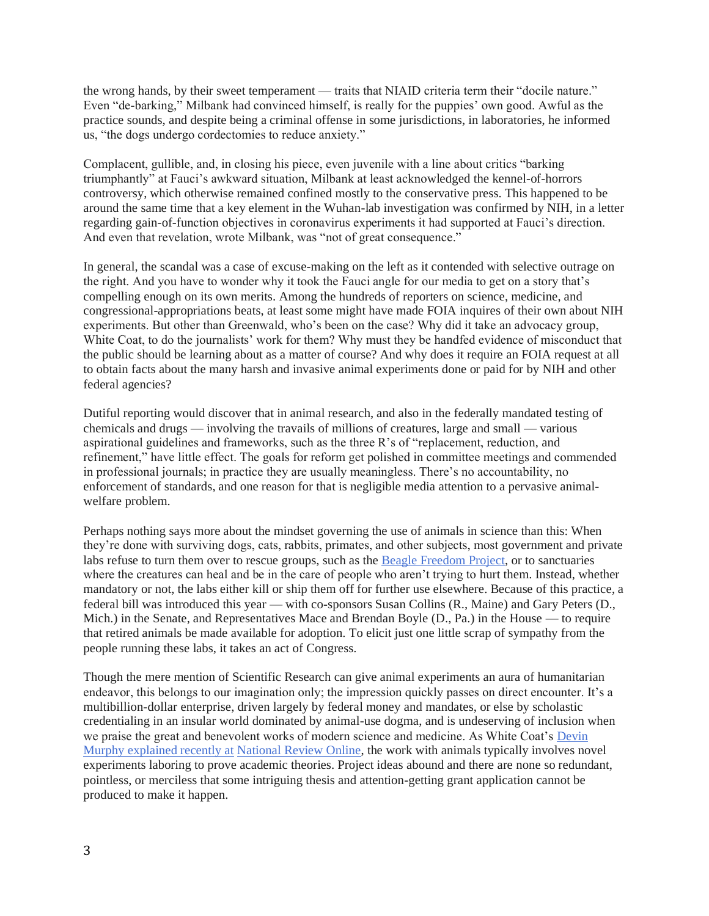the wrong hands, by their sweet temperament — traits that NIAID criteria term their "docile nature." Even "de-barking," Milbank had convinced himself, is really for the puppies' own good. Awful as the practice sounds, and despite being a criminal offense in some jurisdictions, in laboratories, he informed us, "the dogs undergo cordectomies to reduce anxiety."

Complacent, gullible, and, in closing his piece, even juvenile with a line about critics "barking triumphantly" at Fauci's awkward situation, Milbank at least acknowledged the kennel-of-horrors controversy, which otherwise remained confined mostly to the conservative press. This happened to be around the same time that a key element in the Wuhan-lab investigation was confirmed by NIH, in a letter regarding gain-of-function objectives in coronavirus experiments it had supported at Fauci's direction. And even that revelation, wrote Milbank, was "not of great consequence."

In general, the scandal was a case of excuse-making on the left as it contended with selective outrage on the right. And you have to wonder why it took the Fauci angle for our media to get on a story that's compelling enough on its own merits. Among the hundreds of reporters on science, medicine, and congressional-appropriations beats, at least some might have made FOIA inquires of their own about NIH experiments. But other than Greenwald, who's been on the case? Why did it take an advocacy group, White Coat, to do the journalists' work for them? Why must they be handfed evidence of misconduct that the public should be learning about as a matter of course? And why does it require an FOIA request at all to obtain facts about the many harsh and invasive animal experiments done or paid for by NIH and other federal agencies?

Dutiful reporting would discover that in animal research, and also in the federally mandated testing of chemicals and drugs — involving the travails of millions of creatures, large and small — various aspirational guidelines and frameworks, such as the three R's of "replacement, reduction, and refinement," have little effect. The goals for reform get polished in committee meetings and commended in professional journals; in practice they are usually meaningless. There's no accountability, no enforcement of standards, and one reason for that is negligible media attention to a pervasive animal-welfare problem.

Perhaps nothing says more about the mindset governing the use of animals in science than this: When they're done with surviving dogs, cats, rabbits, primates, and other subjects, most government and private labs refuse to turn them over to rescue groups, such as the [Beagle Freedom Project](), or to sanctuaries where the creatures can heal and be in the care of people who aren't trying to hurt them. Instead, whether mandatory or not, the labs either kill or ship them off for further use elsewhere. Because of this practice, a federal bill was introduced this year — with co-sponsors Susan Collins (R., Maine) and Gary Peters (D., Mich.) in the Senate, and Representatives Mace and Brendan Boyle (D., Pa.) in the House — to require that retired animals be made available for adoption. To elicit just one little scrap of sympathy from the people running these labs, it takes an act of Congress.

Though the mere mention of Scientific Research can give animal experiments an aura of humanitarian endeavor, this belongs to our imagination only; the impression quickly passes on direct encounter. It's a multibillion-dollar enterprise, driven largely by federal money and mandates, or else by scholastic credentialing in an insular world dominated by animal-use dogma, and is undeserving of inclusion when we praise the great and benevolent works of modern science and medicine. As White Coat's [Devin Murphy explained recently at]() [National Review Online](), the work with animals typically involves novel experiments laboring to prove academic theories. Project ideas abound and there are none so redundant, pointless, or merciless that some intriguing thesis and attention-getting grant application cannot be produced to make it happen.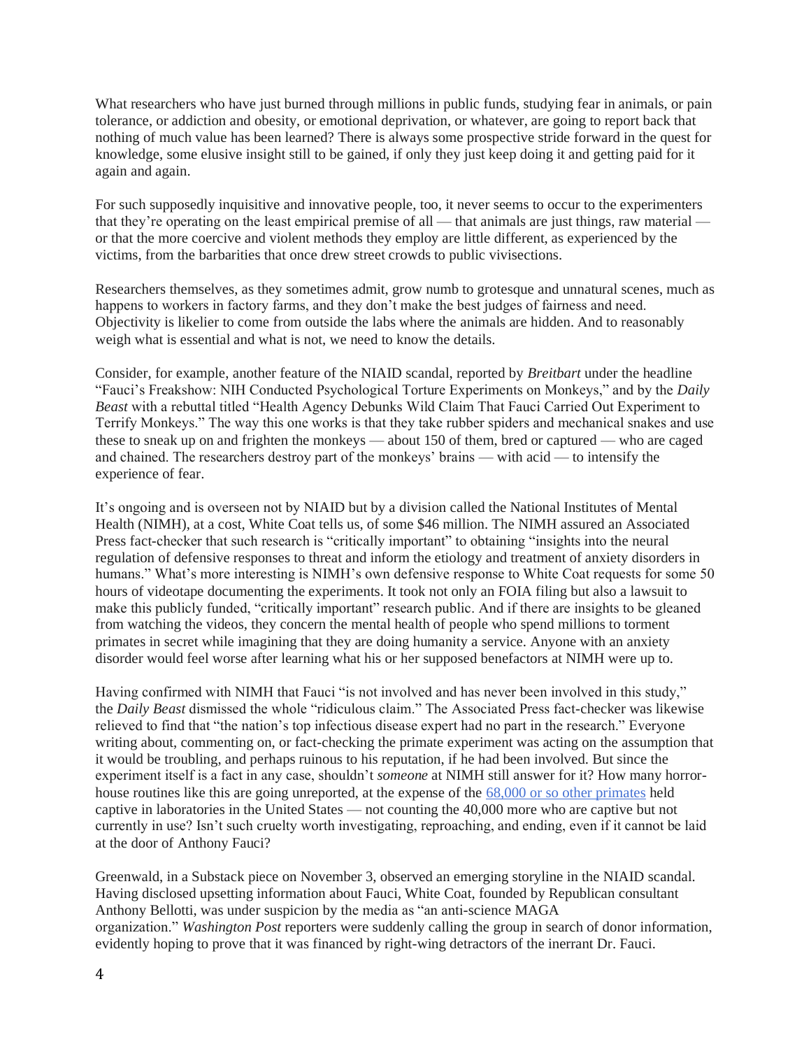What researchers who have just burned through millions in public funds, studying fear in animals, or pain tolerance, or addiction and obesity, or emotional deprivation, or whatever, are going to report back that nothing of much value has been learned? There is always some prospective stride forward in the quest for knowledge, some elusive insight still to be gained, if only they just keep doing it and getting paid for it again and again.

For such supposedly inquisitive and innovative people, too, it never seems to occur to the experimenters that they're operating on the least empirical premise of all — that animals are just things, raw material — or that the more coercive and violent methods they employ are little different, as experienced by the victims, from the barbarities that once drew street crowds to public vivisections.

Researchers themselves, as they sometimes admit, grow numb to grotesque and unnatural scenes, much as happens to workers in factory farms, and they don't make the best judges of fairness and need. Objectivity is likelier to come from outside the labs where the animals are hidden. And to reasonably weigh what is essential and what is not, we need to know the details.

Consider, for example, another feature of the NIAID scandal, reported by *Breitbart* under the headline "Fauci's Freakshow: NIH Conducted Psychological Torture Experiments on Monkeys," and by the *Daily Beast* with a rebuttal titled "Health Agency Debunks Wild Claim That Fauci Carried Out Experiment to Terrify Monkeys." The way this one works is that they take rubber spiders and mechanical snakes and use these to sneak up on and frighten the monkeys — about 150 of them, bred or captured — who are caged and chained. The researchers destroy part of the monkeys' brains — with acid — to intensify the experience of fear.

It's ongoing and is overseen not by NIAID but by a division called the National Institutes of Mental Health (NIMH), at a cost, White Coat tells us, of some $46 million. The NIMH assured an Associated Press fact-checker that such research is "critically important" to obtaining "insights into the neural regulation of defensive responses to threat and inform the etiology and treatment of anxiety disorders in humans." What's more interesting is NIMH's own defensive response to White Coat requests for some 50 hours of videotape documenting the experiments. It took not only an FOIA filing but also a lawsuit to make this publicly funded, "critically important" research public. And if there are insights to be gleaned from watching the videos, they concern the mental health of people who spend millions to torment primates in secret while imagining that they are doing humanity a service. Anyone with an anxiety disorder would feel worse after learning what his or her supposed benefactors at NIMH were up to.

Having confirmed with NIMH that Fauci "is not involved and has never been involved in this study," the *Daily Beast* dismissed the whole "ridiculous claim." The Associated Press fact-checker was likewise relieved to find that "the nation's top infectious disease expert had no part in the research." Everyone writing about, commenting on, or fact-checking the primate experiment was acting on the assumption that it would be troubling, and perhaps ruinous to his reputation, if he had been involved. But since the experiment itself is a fact in any case, shouldn't *someone* at NIMH still answer for it? How many horror-house routines like this are going unreported, at the expense of the [68,000 or so other primates] held captive in laboratories in the United States — not counting the 40,000 more who are captive but not currently in use? Isn't such cruelty worth investigating, reproaching, and ending, even if it cannot be laid at the door of Anthony Fauci?

Greenwald, in a Substack piece on November 3, observed an emerging storyline in the NIAID scandal. Having disclosed upsetting information about Fauci, White Coat, founded by Republican consultant Anthony Bellotti, was under suspicion by the media as "an anti-science MAGA organization." *Washington Post* reporters were suddenly calling the group in search of donor information, evidently hoping to prove that it was financed by right-wing detractors of the inerrant Dr. Fauci.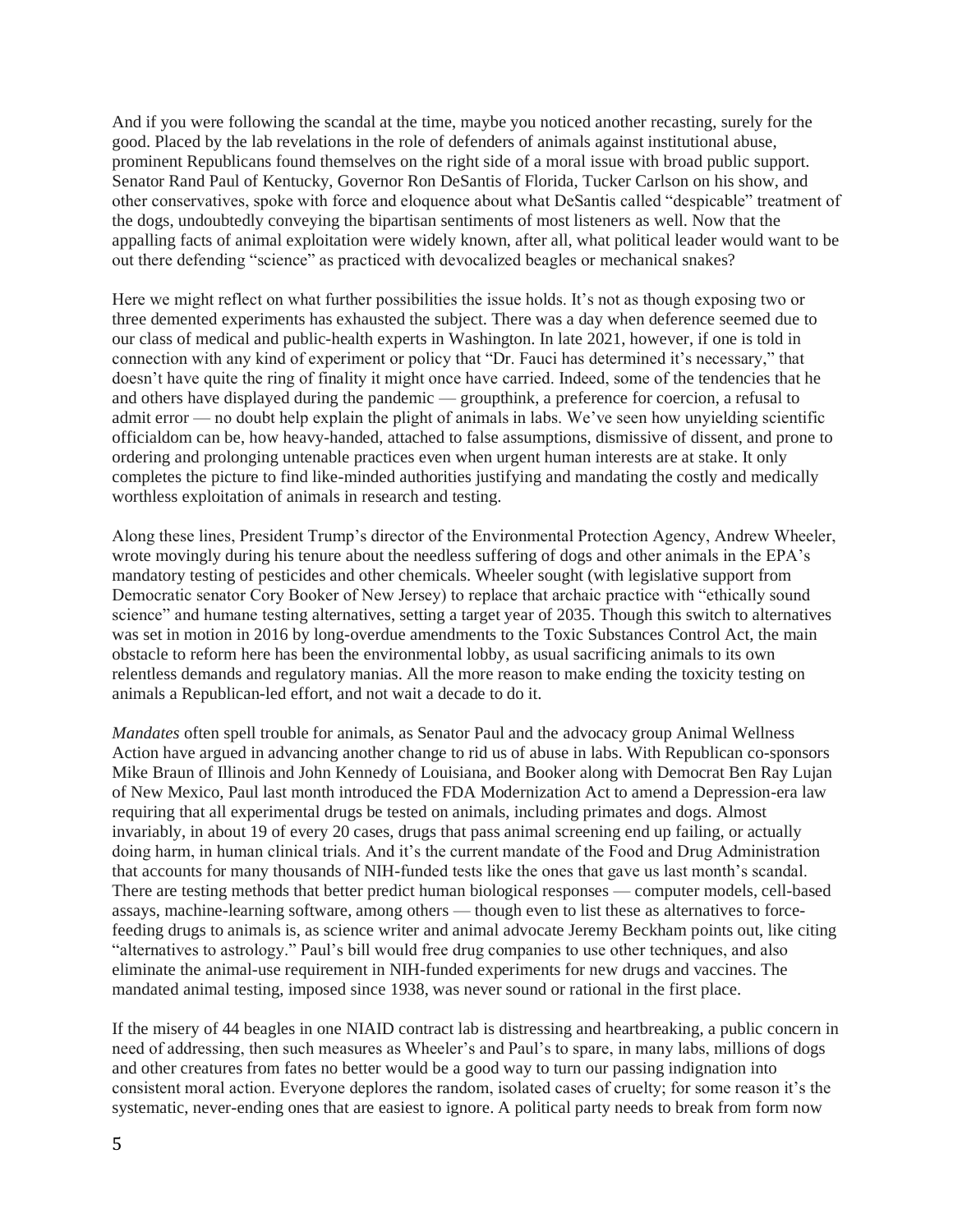And if you were following the scandal at the time, maybe you noticed another recasting, surely for the good. Placed by the lab revelations in the role of defenders of animals against institutional abuse, prominent Republicans found themselves on the right side of a moral issue with broad public support. Senator Rand Paul of Kentucky, Governor Ron DeSantis of Florida, Tucker Carlson on his show, and other conservatives, spoke with force and eloquence about what DeSantis called "despicable" treatment of the dogs, undoubtedly conveying the bipartisan sentiments of most listeners as well. Now that the appalling facts of animal exploitation were widely known, after all, what political leader would want to be out there defending "science" as practiced with devocalized beagles or mechanical snakes?

Here we might reflect on what further possibilities the issue holds. It's not as though exposing two or three demented experiments has exhausted the subject. There was a day when deference seemed due to our class of medical and public-health experts in Washington. In late 2021, however, if one is told in connection with any kind of experiment or policy that "Dr. Fauci has determined it's necessary," that doesn't have quite the ring of finality it might once have carried. Indeed, some of the tendencies that he and others have displayed during the pandemic — groupthink, a preference for coercion, a refusal to admit error — no doubt help explain the plight of animals in labs. We've seen how unyielding scientific officialdom can be, how heavy-handed, attached to false assumptions, dismissive of dissent, and prone to ordering and prolonging untenable practices even when urgent human interests are at stake. It only completes the picture to find like-minded authorities justifying and mandating the costly and medically worthless exploitation of animals in research and testing.

Along these lines, President Trump's director of the Environmental Protection Agency, Andrew Wheeler, wrote movingly during his tenure about the needless suffering of dogs and other animals in the EPA's mandatory testing of pesticides and other chemicals. Wheeler sought (with legislative support from Democratic senator Cory Booker of New Jersey) to replace that archaic practice with "ethically sound science" and humane testing alternatives, setting a target year of 2035. Though this switch to alternatives was set in motion in 2016 by long-overdue amendments to the Toxic Substances Control Act, the main obstacle to reform here has been the environmental lobby, as usual sacrificing animals to its own relentless demands and regulatory manias. All the more reason to make ending the toxicity testing on animals a Republican-led effort, and not wait a decade to do it.

*Mandates* often spell trouble for animals, as Senator Paul and the advocacy group Animal Wellness Action have argued in advancing another change to rid us of abuse in labs. With Republican co-sponsors Mike Braun of Illinois and John Kennedy of Louisiana, and Booker along with Democrat Ben Ray Lujan of New Mexico, Paul last month introduced the FDA Modernization Act to amend a Depression-era law requiring that all experimental drugs be tested on animals, including primates and dogs. Almost invariably, in about 19 of every 20 cases, drugs that pass animal screening end up failing, or actually doing harm, in human clinical trials. And it's the current mandate of the Food and Drug Administration that accounts for many thousands of NIH-funded tests like the ones that gave us last month's scandal. There are testing methods that better predict human biological responses — computer models, cell-based assays, machine-learning software, among others — though even to list these as alternatives to force-feeding drugs to animals is, as science writer and animal advocate Jeremy Beckham points out, like citing "alternatives to astrology." Paul's bill would free drug companies to use other techniques, and also eliminate the animal-use requirement in NIH-funded experiments for new drugs and vaccines. The mandated animal testing, imposed since 1938, was never sound or rational in the first place.

If the misery of 44 beagles in one NIAID contract lab is distressing and heartbreaking, a public concern in need of addressing, then such measures as Wheeler's and Paul's to spare, in many labs, millions of dogs and other creatures from fates no better would be a good way to turn our passing indignation into consistent moral action. Everyone deplores the random, isolated cases of cruelty; for some reason it's the systematic, never-ending ones that are easiest to ignore. A political party needs to break from form now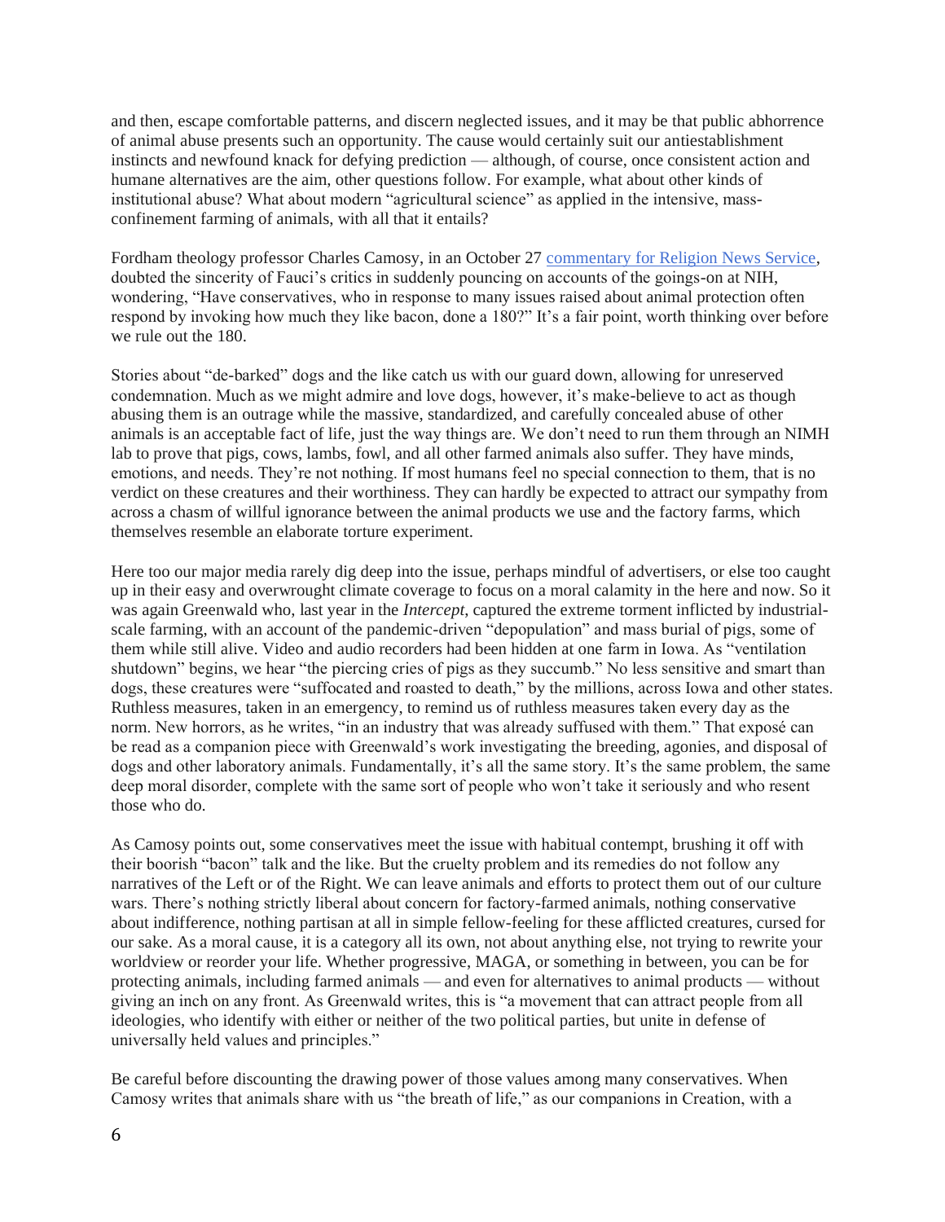and then, escape comfortable patterns, and discern neglected issues, and it may be that public abhorrence of animal abuse presents such an opportunity. The cause would certainly suit our antiestablishment instincts and newfound knack for defying prediction — although, of course, once consistent action and humane alternatives are the aim, other questions follow. For example, what about other kinds of institutional abuse? What about modern "agricultural science" as applied in the intensive, mass-confinement farming of animals, with all that it entails?

Fordham theology professor Charles Camosy, in an October 27 [commentary for Religion News Service](), doubted the sincerity of Fauci's critics in suddenly pouncing on accounts of the goings-on at NIH, wondering, "Have conservatives, who in response to many issues raised about animal protection often respond by invoking how much they like bacon, done a 180?" It's a fair point, worth thinking over before we rule out the 180.

Stories about "de-barked" dogs and the like catch us with our guard down, allowing for unreserved condemnation. Much as we might admire and love dogs, however, it's make-believe to act as though abusing them is an outrage while the massive, standardized, and carefully concealed abuse of other animals is an acceptable fact of life, just the way things are. We don't need to run them through an NIMH lab to prove that pigs, cows, lambs, fowl, and all other farmed animals also suffer. They have minds, emotions, and needs. They're not nothing. If most humans feel no special connection to them, that is no verdict on these creatures and their worthiness. They can hardly be expected to attract our sympathy from across a chasm of willful ignorance between the animal products we use and the factory farms, which themselves resemble an elaborate torture experiment.

Here too our major media rarely dig deep into the issue, perhaps mindful of advertisers, or else too caught up in their easy and overwrought climate coverage to focus on a moral calamity in the here and now. So it was again Greenwald who, last year in the *Intercept*, captured the extreme torment inflicted by industrial-scale farming, with an account of the pandemic-driven "depopulation" and mass burial of pigs, some of them while still alive. Video and audio recorders had been hidden at one farm in Iowa. As "ventilation shutdown" begins, we hear "the piercing cries of pigs as they succumb." No less sensitive and smart than dogs, these creatures were "suffocated and roasted to death," by the millions, across Iowa and other states. Ruthless measures, taken in an emergency, to remind us of ruthless measures taken every day as the norm. New horrors, as he writes, "in an industry that was already suffused with them." That exposé can be read as a companion piece with Greenwald's work investigating the breeding, agonies, and disposal of dogs and other laboratory animals. Fundamentally, it's all the same story. It's the same problem, the same deep moral disorder, complete with the same sort of people who won't take it seriously and who resent those who do.

As Camosy points out, some conservatives meet the issue with habitual contempt, brushing it off with their boorish "bacon" talk and the like. But the cruelty problem and its remedies do not follow any narratives of the Left or of the Right. We can leave animals and efforts to protect them out of our culture wars. There's nothing strictly liberal about concern for factory-farmed animals, nothing conservative about indifference, nothing partisan at all in simple fellow-feeling for these afflicted creatures, cursed for our sake. As a moral cause, it is a category all its own, not about anything else, not trying to rewrite your worldview or reorder your life. Whether progressive, MAGA, or something in between, you can be for protecting animals, including farmed animals — and even for alternatives to animal products — without giving an inch on any front. As Greenwald writes, this is "a movement that can attract people from all ideologies, who identify with either or neither of the two political parties, but unite in defense of universally held values and principles."

Be careful before discounting the drawing power of those values among many conservatives. When Camosy writes that animals share with us "the breath of life," as our companions in Creation, with a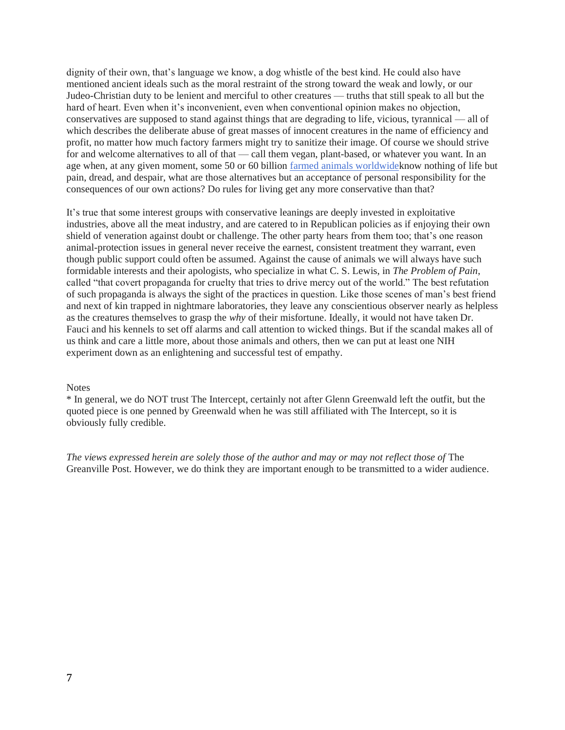dignity of their own, that's language we know, a dog whistle of the best kind. He could also have mentioned ancient ideals such as the moral restraint of the strong toward the weak and lowly, or our Judeo-Christian duty to be lenient and merciful to other creatures — truths that still speak to all but the hard of heart. Even when it's inconvenient, even when conventional opinion makes no objection, conservatives are supposed to stand against things that are degrading to life, vicious, tyrannical — all of which describes the deliberate abuse of great masses of innocent creatures in the name of efficiency and profit, no matter how much factory farmers might try to sanitize their image. Of course we should strive for and welcome alternatives to all of that — call them vegan, plant-based, or whatever you want. In an age when, at any given moment, some 50 or 60 billion farmed animals worldwideknow nothing of life but pain, dread, and despair, what are those alternatives but an acceptance of personal responsibility for the consequences of our own actions? Do rules for living get any more conservative than that?

It's true that some interest groups with conservative leanings are deeply invested in exploitative industries, above all the meat industry, and are catered to in Republican policies as if enjoying their own shield of veneration against doubt or challenge. The other party hears from them too; that's one reason animal-protection issues in general never receive the earnest, consistent treatment they warrant, even though public support could often be assumed. Against the cause of animals we will always have such formidable interests and their apologists, who specialize in what C. S. Lewis, in *The Problem of Pain*, called "that covert propaganda for cruelty that tries to drive mercy out of the world." The best refutation of such propaganda is always the sight of the practices in question. Like those scenes of man's best friend and next of kin trapped in nightmare laboratories, they leave any conscientious observer nearly as helpless as the creatures themselves to grasp the *why* of their misfortune. Ideally, it would not have taken Dr. Fauci and his kennels to set off alarms and call attention to wicked things. But if the scandal makes all of us think and care a little more, about those animals and others, then we can put at least one NIH experiment down as an enlightening and successful test of empathy.

Notes

* In general, we do NOT trust The Intercept, certainly not after Glenn Greenwald left the outfit, but the quoted piece is one penned by Greenwald when he was still affiliated with The Intercept, so it is obviously fully credible.

*The views expressed herein are solely those of the author and may or may not reflect those of* The Greanville Post. However, we do think they are important enough to be transmitted to a wider audience.